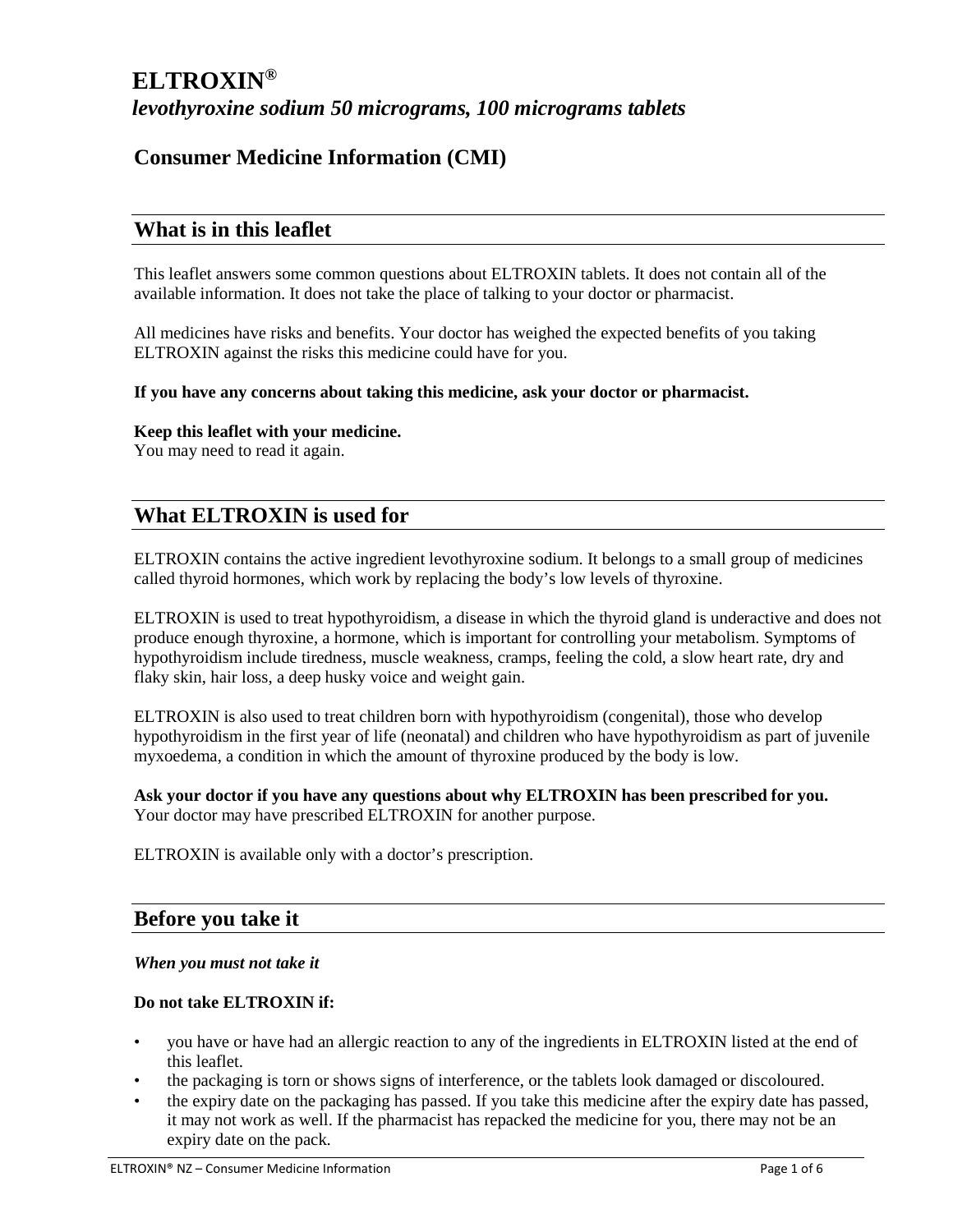# ELTROXIN®

## *levothyroxine sodium 50 micrograms, 100 micrograms tablets*

## Consumer Medicine Information (CMI)

## What is in this leaflet

This leaflet answers some common questions about ELTROXIN tablets. It does not contain all of the available information. It does not take the place of talking to your doctor or pharmacist.

All medicines have risks and benefits. Your doctor has weighed the expected benefits of you taking ELTROXIN against the risks this medicine could have for you.

**If you have any concerns about taking this medicine, ask your doctor or pharmacist.**

**Keep this leaflet with your medicine.**
You may need to read it again.

## What ELTROXIN is used for

ELTROXIN contains the active ingredient levothyroxine sodium. It belongs to a small group of medicines called thyroid hormones, which work by replacing the body's low levels of thyroxine.

ELTROXIN is used to treat hypothyroidism, a disease in which the thyroid gland is underactive and does not produce enough thyroxine, a hormone, which is important for controlling your metabolism. Symptoms of hypothyroidism include tiredness, muscle weakness, cramps, feeling the cold, a slow heart rate, dry and flaky skin, hair loss, a deep husky voice and weight gain.

ELTROXIN is also used to treat children born with hypothyroidism (congenital), those who develop hypothyroidism in the first year of life (neonatal) and children who have hypothyroidism as part of juvenile myxoedema, a condition in which the amount of thyroxine produced by the body is low.

**Ask your doctor if you have any questions about why ELTROXIN has been prescribed for you.**
Your doctor may have prescribed ELTROXIN for another purpose.

ELTROXIN is available only with a doctor's prescription.

## Before you take it

### *When you must not take it*

**Do not take ELTROXIN if:**

- you have or have had an allergic reaction to any of the ingredients in ELTROXIN listed at the end of this leaflet.
- the packaging is torn or shows signs of interference, or the tablets look damaged or discoloured.
- the expiry date on the packaging has passed. If you take this medicine after the expiry date has passed, it may not work as well. If the pharmacist has repacked the medicine for you, there may not be an expiry date on the pack.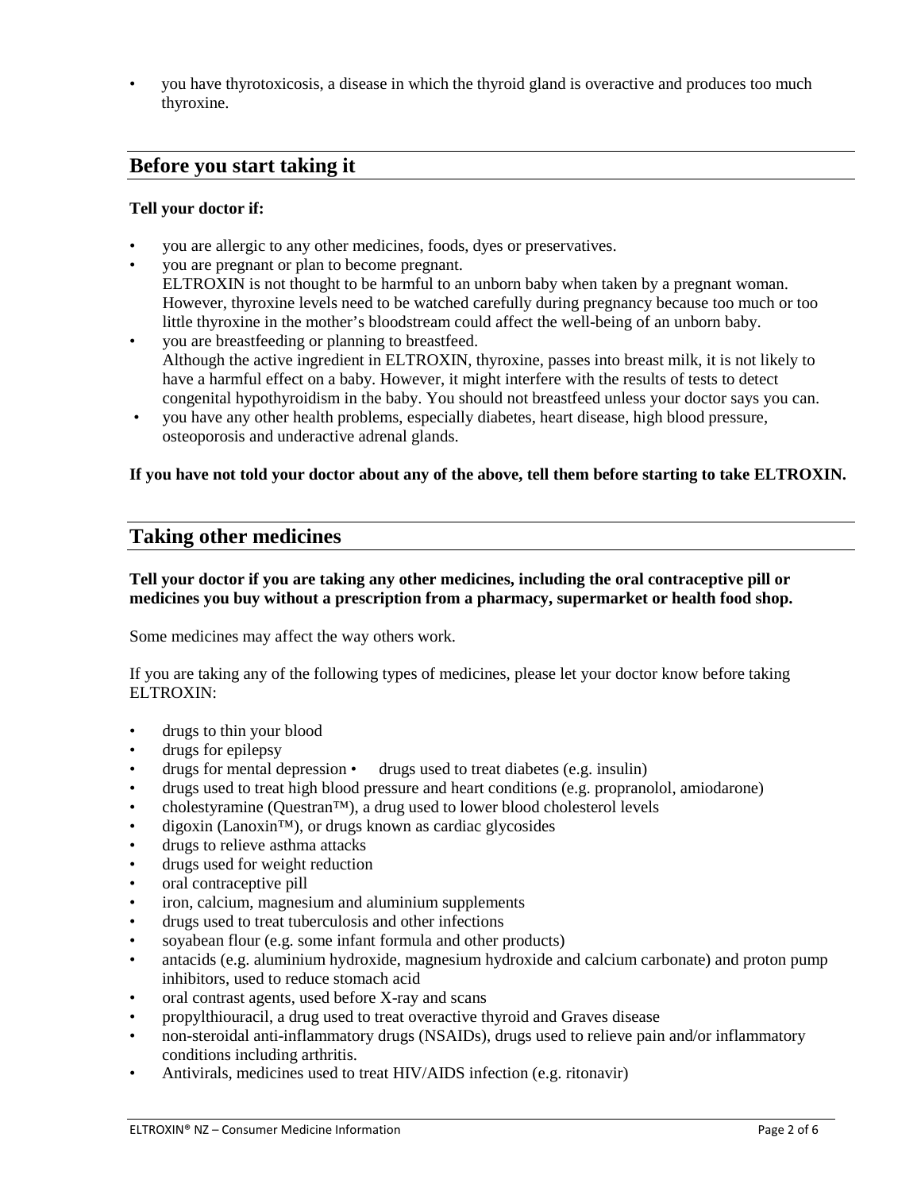- you have thyrotoxicosis, a disease in which the thyroid gland is overactive and produces too much thyroxine.

## Before you start taking it

**Tell your doctor if:**

- you are allergic to any other medicines, foods, dyes or preservatives.
- you are pregnant or plan to become pregnant.
  ELTROXIN is not thought to be harmful to an unborn baby when taken by a pregnant woman. However, thyroxine levels need to be watched carefully during pregnancy because too much or too little thyroxine in the mother's bloodstream could affect the well-being of an unborn baby.
- you are breastfeeding or planning to breastfeed.
  Although the active ingredient in ELTROXIN, thyroxine, passes into breast milk, it is not likely to have a harmful effect on a baby. However, it might interfere with the results of tests to detect congenital hypothyroidism in the baby. You should not breastfeed unless your doctor says you can.
- you have any other health problems, especially diabetes, heart disease, high blood pressure, osteoporosis and underactive adrenal glands.

**If you have not told your doctor about any of the above, tell them before starting to take ELTROXIN.**

## Taking other medicines

**Tell your doctor if you are taking any other medicines, including the oral contraceptive pill or medicines you buy without a prescription from a pharmacy, supermarket or health food shop.**

Some medicines may affect the way others work.

If you are taking any of the following types of medicines, please let your doctor know before taking ELTROXIN:

- drugs to thin your blood
- drugs for epilepsy
- drugs for mental depression
- drugs used to treat diabetes (e.g. insulin)
- drugs used to treat high blood pressure and heart conditions (e.g. propranolol, amiodarone)
- cholestyramine (Questran™), a drug used to lower blood cholesterol levels
- digoxin (Lanoxin™), or drugs known as cardiac glycosides
- drugs to relieve asthma attacks
- drugs used for weight reduction
- oral contraceptive pill
- iron, calcium, magnesium and aluminium supplements
- drugs used to treat tuberculosis and other infections
- soyabean flour (e.g. some infant formula and other products)
- antacids (e.g. aluminium hydroxide, magnesium hydroxide and calcium carbonate) and proton pump inhibitors, used to reduce stomach acid
- oral contrast agents, used before X-ray and scans
- propylthiouracil, a drug used to treat overactive thyroid and Graves disease
- non-steroidal anti-inflammatory drugs (NSAIDs), drugs used to relieve pain and/or inflammatory conditions including arthritis.
- Antivirals, medicines used to treat HIV/AIDS infection (e.g. ritonavir)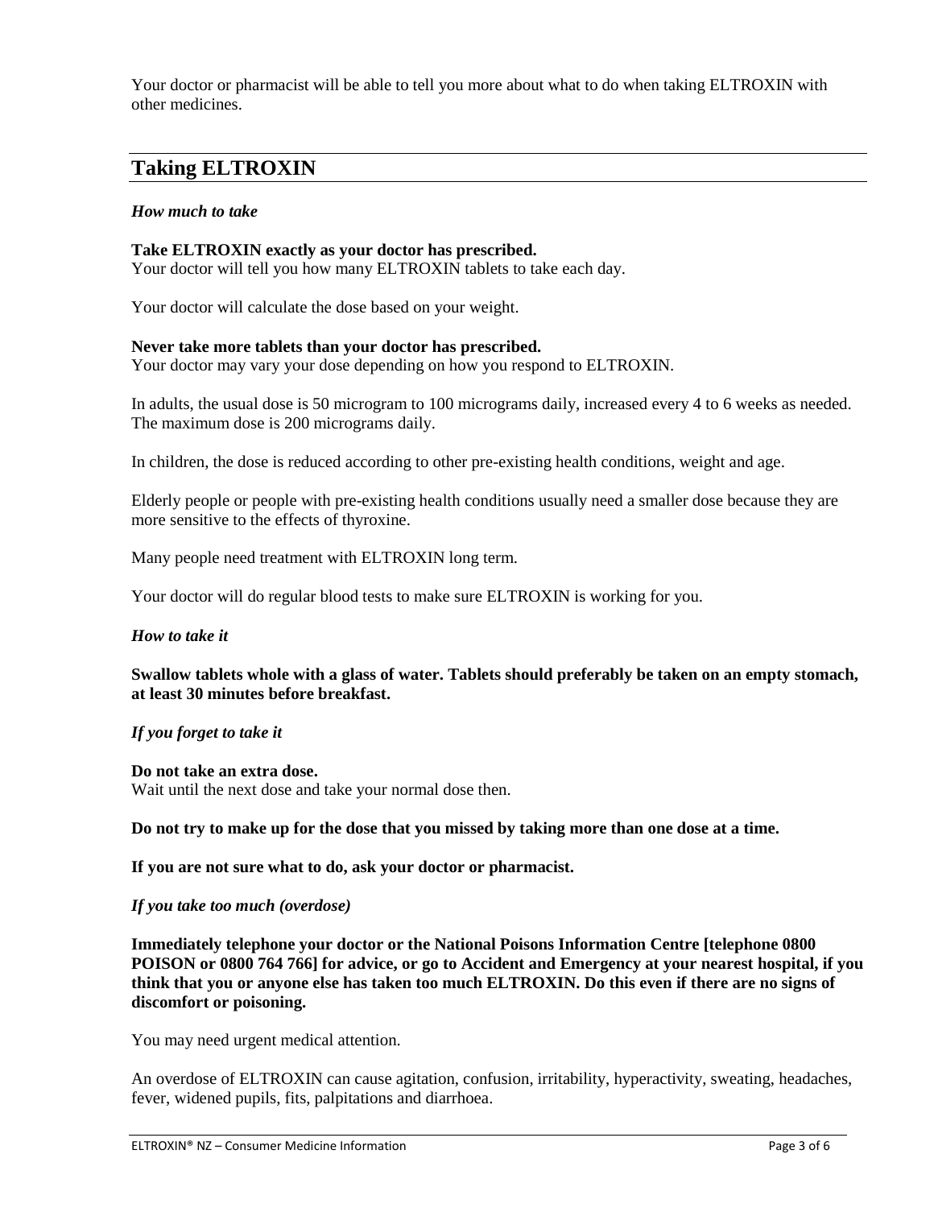Your doctor or pharmacist will be able to tell you more about what to do when taking ELTROXIN with other medicines.

## Taking ELTROXIN

### *How much to take*

**Take ELTROXIN exactly as your doctor has prescribed.**
Your doctor will tell you how many ELTROXIN tablets to take each day.

Your doctor will calculate the dose based on your weight.

**Never take more tablets than your doctor has prescribed.**
Your doctor may vary your dose depending on how you respond to ELTROXIN.

In adults, the usual dose is 50 microgram to 100 micrograms daily, increased every 4 to 6 weeks as needed. The maximum dose is 200 micrograms daily.

In children, the dose is reduced according to other pre-existing health conditions, weight and age.

Elderly people or people with pre-existing health conditions usually need a smaller dose because they are more sensitive to the effects of thyroxine.

Many people need treatment with ELTROXIN long term.

Your doctor will do regular blood tests to make sure ELTROXIN is working for you.

### *How to take it*

**Swallow tablets whole with a glass of water. Tablets should preferably be taken on an empty stomach, at least 30 minutes before breakfast.**

### *If you forget to take it*

**Do not take an extra dose.**
Wait until the next dose and take your normal dose then.

**Do not try to make up for the dose that you missed by taking more than one dose at a time.**

**If you are not sure what to do, ask your doctor or pharmacist.**

### *If you take too much (overdose)*

**Immediately telephone your doctor or the National Poisons Information Centre [telephone 0800 POISON or 0800 764 766] for advice, or go to Accident and Emergency at your nearest hospital, if you think that you or anyone else has taken too much ELTROXIN. Do this even if there are no signs of discomfort or poisoning.**

You may need urgent medical attention.

An overdose of ELTROXIN can cause agitation, confusion, irritability, hyperactivity, sweating, headaches, fever, widened pupils, fits, palpitations and diarrhoea.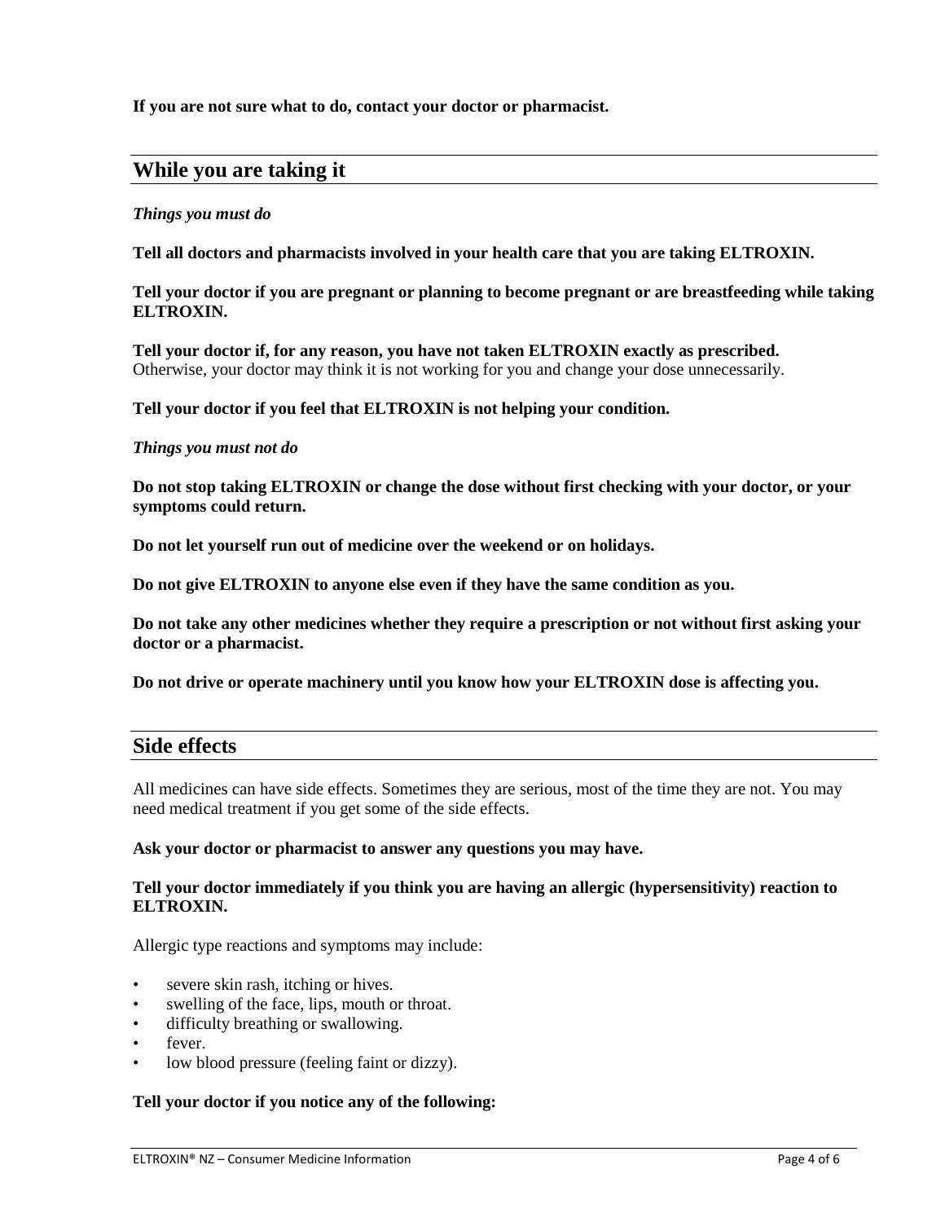**If you are not sure what to do, contact your doctor or pharmacist.**

## While you are taking it

***Things you must do***

**Tell all doctors and pharmacists involved in your health care that you are taking ELTROXIN.**

**Tell your doctor if you are pregnant or planning to become pregnant or are breastfeeding while taking ELTROXIN.**

**Tell your doctor if, for any reason, you have not taken ELTROXIN exactly as prescribed.**
Otherwise, your doctor may think it is not working for you and change your dose unnecessarily.

**Tell your doctor if you feel that ELTROXIN is not helping your condition.**

***Things you must not do***

**Do not stop taking ELTROXIN or change the dose without first checking with your doctor, or your symptoms could return.**

**Do not let yourself run out of medicine over the weekend or on holidays.**

**Do not give ELTROXIN to anyone else even if they have the same condition as you.**

**Do not take any other medicines whether they require a prescription or not without first asking your doctor or a pharmacist.**

**Do not drive or operate machinery until you know how your ELTROXIN dose is affecting you.**

## Side effects

All medicines can have side effects. Sometimes they are serious, most of the time they are not. You may need medical treatment if you get some of the side effects.

**Ask your doctor or pharmacist to answer any questions you may have.**

**Tell your doctor immediately if you think you are having an allergic (hypersensitivity) reaction to ELTROXIN.**

Allergic type reactions and symptoms may include:

- severe skin rash, itching or hives.
- swelling of the face, lips, mouth or throat.
- difficulty breathing or swallowing.
- fever.
- low blood pressure (feeling faint or dizzy).

**Tell your doctor if you notice any of the following:**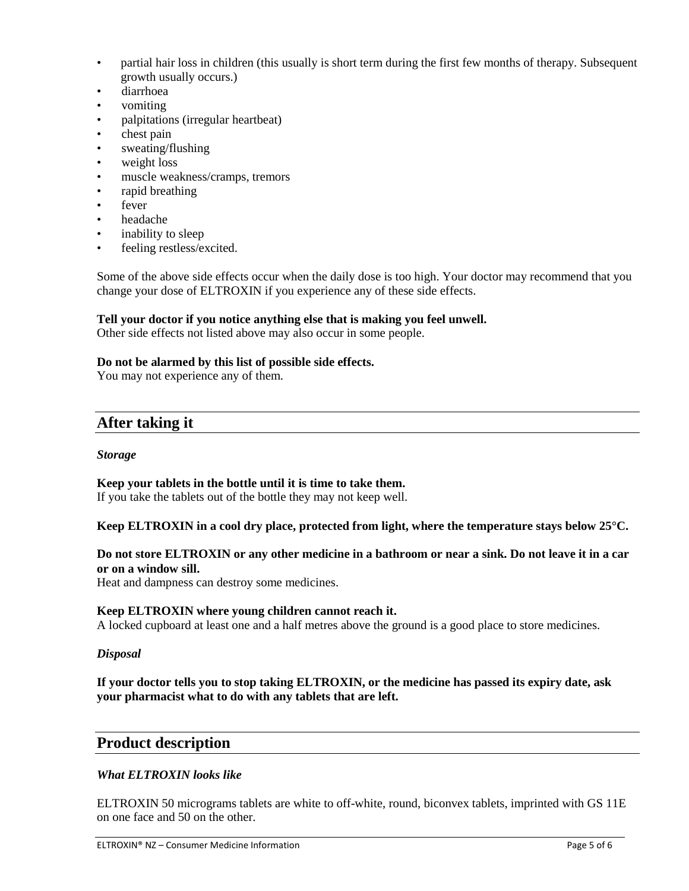- partial hair loss in children (this usually is short term during the first few months of therapy. Subsequent growth usually occurs.)
- diarrhoea
- vomiting
- palpitations (irregular heartbeat)
- chest pain
- sweating/flushing
- weight loss
- muscle weakness/cramps, tremors
- rapid breathing
- fever
- headache
- inability to sleep
- feeling restless/excited.

Some of the above side effects occur when the daily dose is too high. Your doctor may recommend that you change your dose of ELTROXIN if you experience any of these side effects.

**Tell your doctor if you notice anything else that is making you feel unwell.**
Other side effects not listed above may also occur in some people.

**Do not be alarmed by this list of possible side effects.**
You may not experience any of them.

## After taking it

***Storage***

**Keep your tablets in the bottle until it is time to take them.**
If you take the tablets out of the bottle they may not keep well.

**Keep ELTROXIN in a cool dry place, protected from light, where the temperature stays below 25°C.**

**Do not store ELTROXIN or any other medicine in a bathroom or near a sink. Do not leave it in a car or on a window sill.**
Heat and dampness can destroy some medicines.

**Keep ELTROXIN where young children cannot reach it.**
A locked cupboard at least one and a half metres above the ground is a good place to store medicines.

***Disposal***

**If your doctor tells you to stop taking ELTROXIN, or the medicine has passed its expiry date, ask your pharmacist what to do with any tablets that are left.**

## Product description

***What ELTROXIN looks like***

ELTROXIN 50 micrograms tablets are white to off-white, round, biconvex tablets, imprinted with GS 11E on one face and 50 on the other.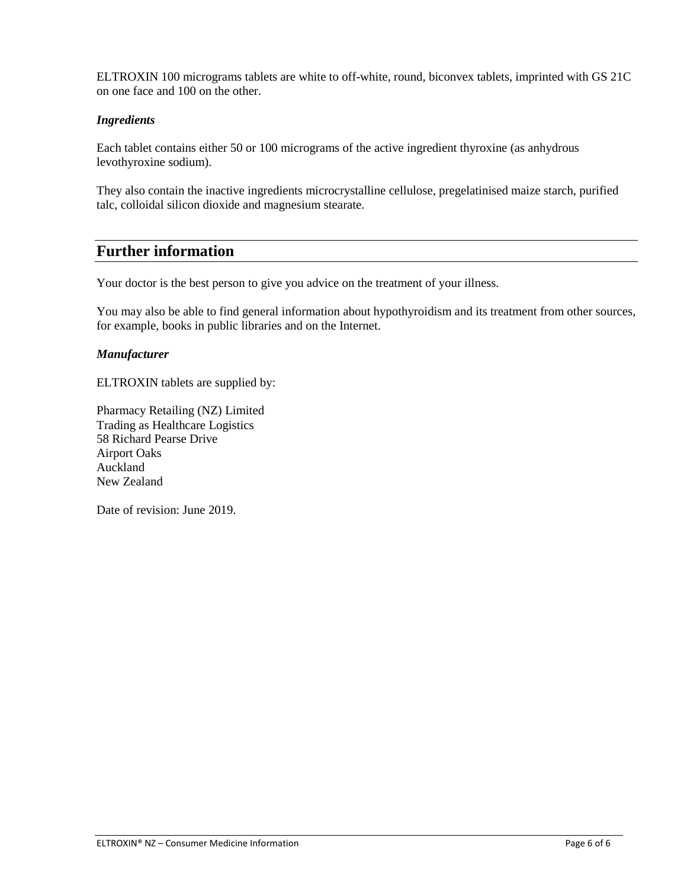ELTROXIN 100 micrograms tablets are white to off-white, round, biconvex tablets, imprinted with GS 21C on one face and 100 on the other.

### *Ingredients*

Each tablet contains either 50 or 100 micrograms of the active ingredient thyroxine (as anhydrous levothyroxine sodium).

They also contain the inactive ingredients microcrystalline cellulose, pregelatinised maize starch, purified talc, colloidal silicon dioxide and magnesium stearate.

## Further information

Your doctor is the best person to give you advice on the treatment of your illness.

You may also be able to find general information about hypothyroidism and its treatment from other sources, for example, books in public libraries and on the Internet.

### *Manufacturer*

ELTROXIN tablets are supplied by:

Pharmacy Retailing (NZ) Limited
Trading as Healthcare Logistics
58 Richard Pearse Drive
Airport Oaks
Auckland
New Zealand

Date of revision: June 2019.